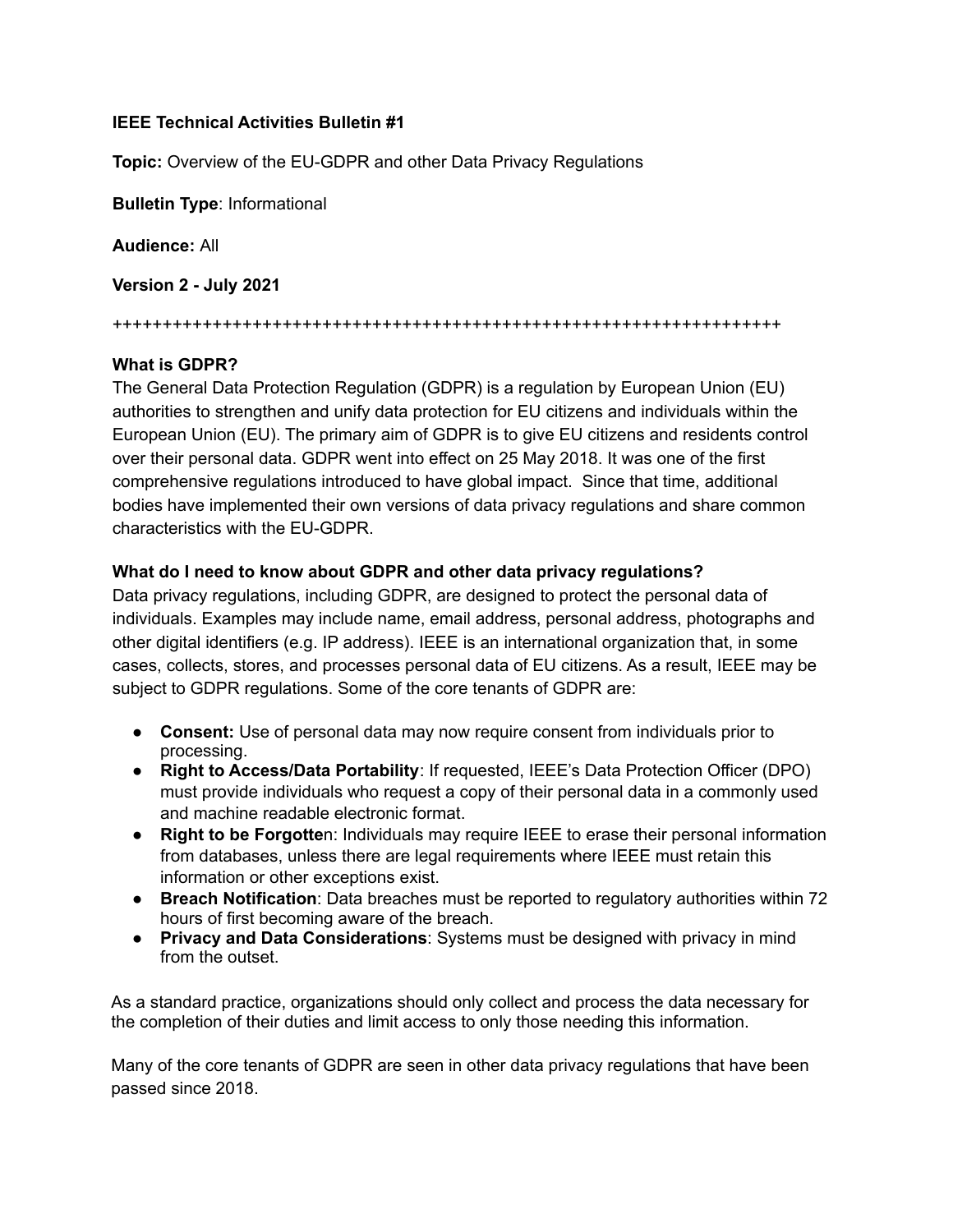**IEEE Technical Activities Bulletin #1**

**Topic:** Overview of the EU-GDPR and other Data Privacy Regulations

**Bulletin Type**: Informational

**Audience:** All

**Version 2 - July 2021**

++++++++++++++++++++++++++++++++++++++++++++++++++++++++++++++++++++

**What is GDPR?**

The General Data Protection Regulation (GDPR) is a regulation by European Union (EU) authorities to strengthen and unify data protection for EU citizens and individuals within the European Union (EU). The primary aim of GDPR is to give EU citizens and residents control over their personal data. GDPR went into effect on 25 May 2018. It was one of the first comprehensive regulations introduced to have global impact. Since that time, additional bodies have implemented their own versions of data privacy regulations and share common characteristics with the EU-GDPR.

**What do I need to know about GDPR and other data privacy regulations?**

Data privacy regulations, including GDPR, are designed to protect the personal data of individuals. Examples may include name, email address, personal address, photographs and other digital identifiers (e.g. IP address). IEEE is an international organization that, in some cases, collects, stores, and processes personal data of EU citizens. As a result, IEEE may be subject to GDPR regulations. Some of the core tenants of GDPR are:

- **Consent:** Use of personal data may now require consent from individuals prior to processing.
- **Right to Access/Data Portability**: If requested, IEEE's Data Protection Officer (DPO) must provide individuals who request a copy of their personal data in a commonly used and machine readable electronic format.
- **Right to be Forgotte**n: Individuals may require IEEE to erase their personal information from databases, unless there are legal requirements where IEEE must retain this information or other exceptions exist.
- **Breach Notification**: Data breaches must be reported to regulatory authorities within 72 hours of first becoming aware of the breach.
- **Privacy and Data Considerations**: Systems must be designed with privacy in mind from the outset.

As a standard practice, organizations should only collect and process the data necessary for the completion of their duties and limit access to only those needing this information.

Many of the core tenants of GDPR are seen in other data privacy regulations that have been passed since 2018.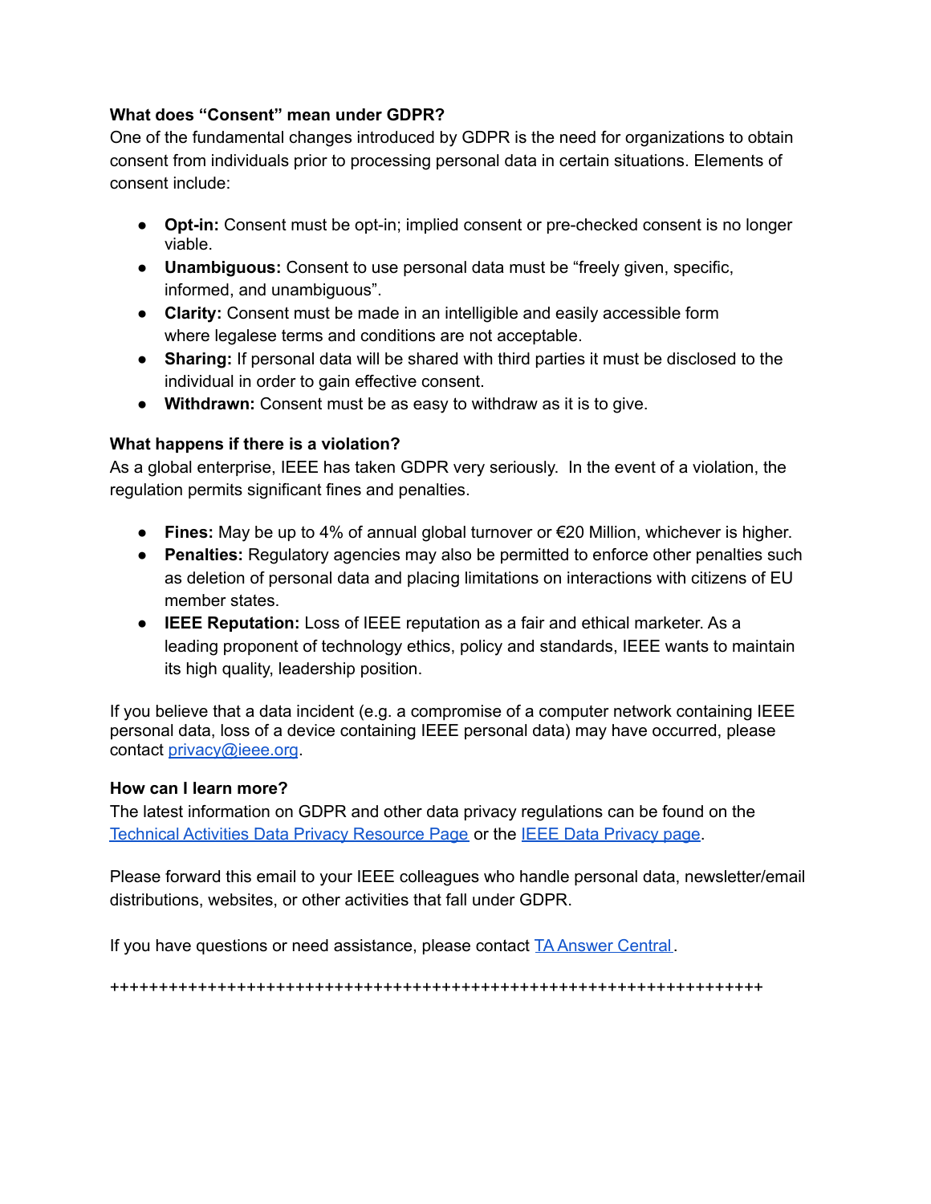**What does "Consent" mean under GDPR?**
One of the fundamental changes introduced by GDPR is the need for organizations to obtain consent from individuals prior to processing personal data in certain situations. Elements of consent include:

- **Opt-in:** Consent must be opt-in; implied consent or pre-checked consent is no longer viable.
- **Unambiguous:** Consent to use personal data must be "freely given, specific, informed, and unambiguous".
- **Clarity:** Consent must be made in an intelligible and easily accessible form where legalese terms and conditions are not acceptable.
- **Sharing:** If personal data will be shared with third parties it must be disclosed to the individual in order to gain effective consent.
- **Withdrawn:** Consent must be as easy to withdraw as it is to give.

**What happens if there is a violation?**
As a global enterprise, IEEE has taken GDPR very seriously. In the event of a violation, the regulation permits significant fines and penalties.

- **Fines:** May be up to 4% of annual global turnover or €20 Million, whichever is higher.
- **Penalties:** Regulatory agencies may also be permitted to enforce other penalties such as deletion of personal data and placing limitations on interactions with citizens of EU member states.
- **IEEE Reputation:** Loss of IEEE reputation as a fair and ethical marketer. As a leading proponent of technology ethics, policy and standards, IEEE wants to maintain its high quality, leadership position.

If you believe that a data incident (e.g. a compromise of a computer network containing IEEE personal data, loss of a device containing IEEE personal data) may have occurred, please contact privacy@ieee.org.

**How can I learn more?**
The latest information on GDPR and other data privacy regulations can be found on the Technical Activities Data Privacy Resource Page or the IEEE Data Privacy page.

Please forward this email to your IEEE colleagues who handle personal data, newsletter/email distributions, websites, or other activities that fall under GDPR.

If you have questions or need assistance, please contact TA Answer Central.

++++++++++++++++++++++++++++++++++++++++++++++++++++++++++++++++++++++++